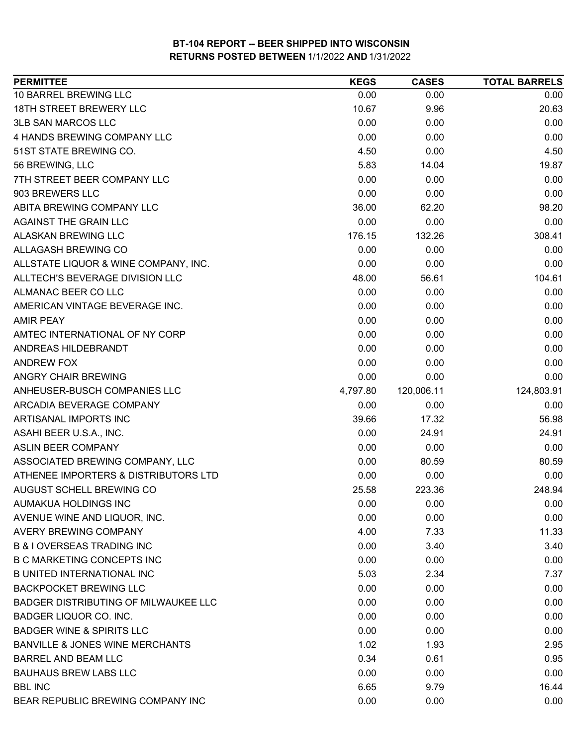# BT-104 REPORT -- BEER SHIPPED INTO WISCONSIN
## RETURNS POSTED BETWEEN 1/1/2022 AND 1/31/2022

| PERMITTEE | KEGS | CASES | TOTAL BARRELS |
|---|---|---|---|
| 10 BARREL BREWING LLC | 0.00 | 0.00 | 0.00 |
| 18TH STREET BREWERY LLC | 10.67 | 9.96 | 20.63 |
| 3LB SAN MARCOS LLC | 0.00 | 0.00 | 0.00 |
| 4 HANDS BREWING COMPANY LLC | 0.00 | 0.00 | 0.00 |
| 51ST STATE BREWING CO. | 4.50 | 0.00 | 4.50 |
| 56 BREWING, LLC | 5.83 | 14.04 | 19.87 |
| 7TH STREET BEER COMPANY LLC | 0.00 | 0.00 | 0.00 |
| 903 BREWERS LLC | 0.00 | 0.00 | 0.00 |
| ABITA BREWING COMPANY LLC | 36.00 | 62.20 | 98.20 |
| AGAINST THE GRAIN LLC | 0.00 | 0.00 | 0.00 |
| ALASKAN BREWING LLC | 176.15 | 132.26 | 308.41 |
| ALLAGASH BREWING CO | 0.00 | 0.00 | 0.00 |
| ALLSTATE LIQUOR & WINE COMPANY, INC. | 0.00 | 0.00 | 0.00 |
| ALLTECH'S BEVERAGE DIVISION LLC | 48.00 | 56.61 | 104.61 |
| ALMANAC BEER CO LLC | 0.00 | 0.00 | 0.00 |
| AMERICAN VINTAGE BEVERAGE INC. | 0.00 | 0.00 | 0.00 |
| AMIR PEAY | 0.00 | 0.00 | 0.00 |
| AMTEC INTERNATIONAL OF NY CORP | 0.00 | 0.00 | 0.00 |
| ANDREAS HILDEBRANDT | 0.00 | 0.00 | 0.00 |
| ANDREW FOX | 0.00 | 0.00 | 0.00 |
| ANGRY CHAIR BREWING | 0.00 | 0.00 | 0.00 |
| ANHEUSER-BUSCH COMPANIES LLC | 4,797.80 | 120,006.11 | 124,803.91 |
| ARCADIA BEVERAGE COMPANY | 0.00 | 0.00 | 0.00 |
| ARTISANAL IMPORTS INC | 39.66 | 17.32 | 56.98 |
| ASAHI BEER U.S.A., INC. | 0.00 | 24.91 | 24.91 |
| ASLIN BEER COMPANY | 0.00 | 0.00 | 0.00 |
| ASSOCIATED BREWING COMPANY, LLC | 0.00 | 80.59 | 80.59 |
| ATHENEE IMPORTERS & DISTRIBUTORS LTD | 0.00 | 0.00 | 0.00 |
| AUGUST SCHELL BREWING CO | 25.58 | 223.36 | 248.94 |
| AUMAKUA HOLDINGS INC | 0.00 | 0.00 | 0.00 |
| AVENUE WINE AND LIQUOR, INC. | 0.00 | 0.00 | 0.00 |
| AVERY BREWING COMPANY | 4.00 | 7.33 | 11.33 |
| B & I OVERSEAS TRADING INC | 0.00 | 3.40 | 3.40 |
| B C MARKETING CONCEPTS INC | 0.00 | 0.00 | 0.00 |
| B UNITED INTERNATIONAL INC | 5.03 | 2.34 | 7.37 |
| BACKPOCKET BREWING LLC | 0.00 | 0.00 | 0.00 |
| BADGER DISTRIBUTING OF MILWAUKEE LLC | 0.00 | 0.00 | 0.00 |
| BADGER LIQUOR CO. INC. | 0.00 | 0.00 | 0.00 |
| BADGER WINE & SPIRITS LLC | 0.00 | 0.00 | 0.00 |
| BANVILLE & JONES WINE MERCHANTS | 1.02 | 1.93 | 2.95 |
| BARREL AND BEAM LLC | 0.34 | 0.61 | 0.95 |
| BAUHAUS BREW LABS LLC | 0.00 | 0.00 | 0.00 |
| BBL INC | 6.65 | 9.79 | 16.44 |
| BEAR REPUBLIC BREWING COMPANY INC | 0.00 | 0.00 | 0.00 |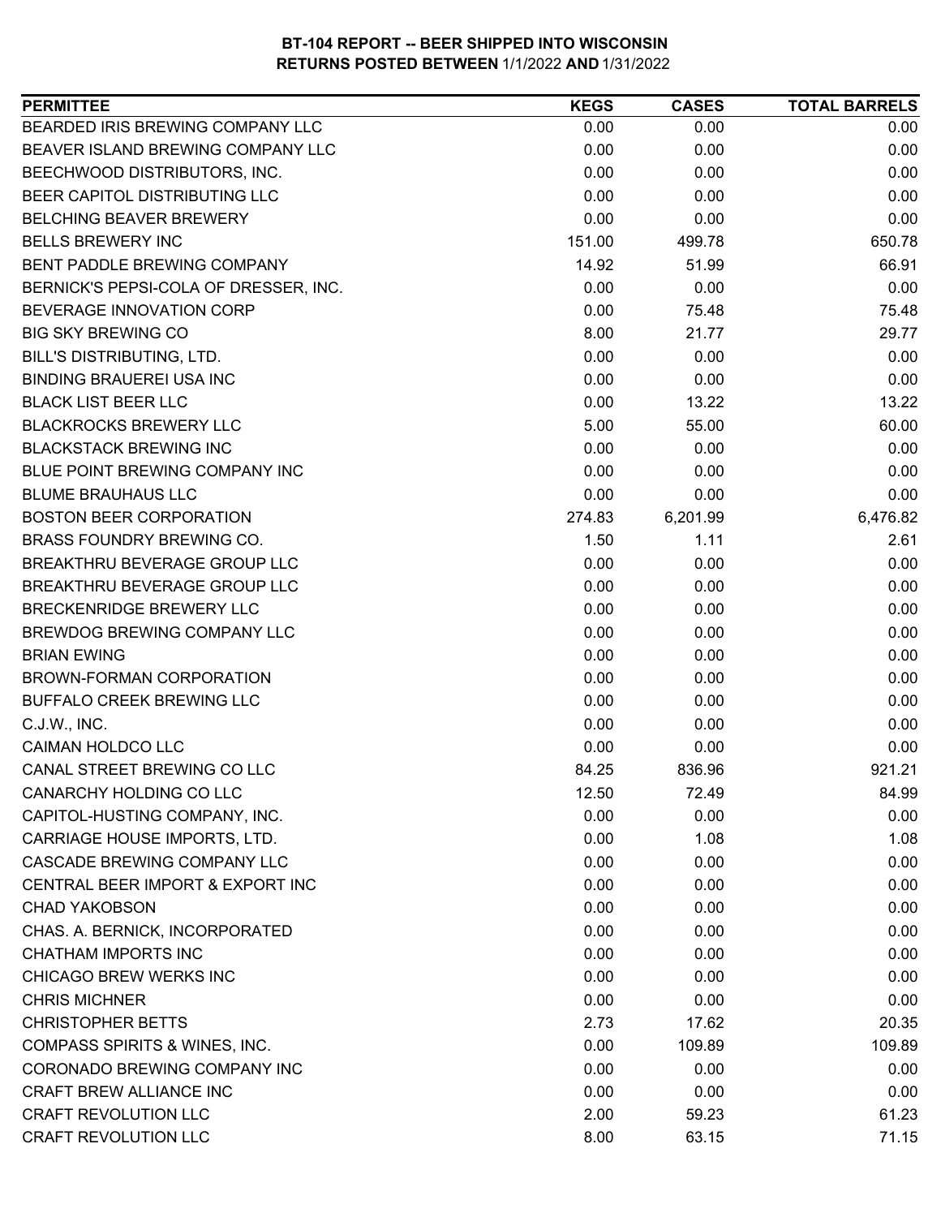# BT-104 REPORT -- BEER SHIPPED INTO WISCONSIN
## RETURNS POSTED BETWEEN 1/1/2022 AND 1/31/2022

| PERMITTEE | KEGS | CASES | TOTAL BARRELS |
|---|---|---|---|
| BEARDED IRIS BREWING COMPANY LLC | 0.00 | 0.00 | 0.00 |
| BEAVER ISLAND BREWING COMPANY LLC | 0.00 | 0.00 | 0.00 |
| BEECHWOOD DISTRIBUTORS, INC. | 0.00 | 0.00 | 0.00 |
| BEER CAPITOL DISTRIBUTING LLC | 0.00 | 0.00 | 0.00 |
| BELCHING BEAVER BREWERY | 0.00 | 0.00 | 0.00 |
| BELLS BREWERY INC | 151.00 | 499.78 | 650.78 |
| BENT PADDLE BREWING COMPANY | 14.92 | 51.99 | 66.91 |
| BERNICK'S PEPSI-COLA OF DRESSER, INC. | 0.00 | 0.00 | 0.00 |
| BEVERAGE INNOVATION CORP | 0.00 | 75.48 | 75.48 |
| BIG SKY BREWING CO | 8.00 | 21.77 | 29.77 |
| BILL'S DISTRIBUTING, LTD. | 0.00 | 0.00 | 0.00 |
| BINDING BRAUEREI USA INC | 0.00 | 0.00 | 0.00 |
| BLACK LIST BEER LLC | 0.00 | 13.22 | 13.22 |
| BLACKROCKS BREWERY LLC | 5.00 | 55.00 | 60.00 |
| BLACKSTACK BREWING INC | 0.00 | 0.00 | 0.00 |
| BLUE POINT BREWING COMPANY INC | 0.00 | 0.00 | 0.00 |
| BLUME BRAUHAUS LLC | 0.00 | 0.00 | 0.00 |
| BOSTON BEER CORPORATION | 274.83 | 6,201.99 | 6,476.82 |
| BRASS FOUNDRY BREWING CO. | 1.50 | 1.11 | 2.61 |
| BREAKTHRU BEVERAGE GROUP LLC | 0.00 | 0.00 | 0.00 |
| BREAKTHRU BEVERAGE GROUP LLC | 0.00 | 0.00 | 0.00 |
| BRECKENRIDGE BREWERY LLC | 0.00 | 0.00 | 0.00 |
| BREWDOG BREWING COMPANY LLC | 0.00 | 0.00 | 0.00 |
| BRIAN EWING | 0.00 | 0.00 | 0.00 |
| BROWN-FORMAN CORPORATION | 0.00 | 0.00 | 0.00 |
| BUFFALO CREEK BREWING LLC | 0.00 | 0.00 | 0.00 |
| C.J.W., INC. | 0.00 | 0.00 | 0.00 |
| CAIMAN HOLDCO LLC | 0.00 | 0.00 | 0.00 |
| CANAL STREET BREWING CO LLC | 84.25 | 836.96 | 921.21 |
| CANARCHY HOLDING CO LLC | 12.50 | 72.49 | 84.99 |
| CAPITOL-HUSTING COMPANY, INC. | 0.00 | 0.00 | 0.00 |
| CARRIAGE HOUSE IMPORTS, LTD. | 0.00 | 1.08 | 1.08 |
| CASCADE BREWING COMPANY LLC | 0.00 | 0.00 | 0.00 |
| CENTRAL BEER IMPORT & EXPORT INC | 0.00 | 0.00 | 0.00 |
| CHAD YAKOBSON | 0.00 | 0.00 | 0.00 |
| CHAS. A. BERNICK, INCORPORATED | 0.00 | 0.00 | 0.00 |
| CHATHAM IMPORTS INC | 0.00 | 0.00 | 0.00 |
| CHICAGO BREW WERKS INC | 0.00 | 0.00 | 0.00 |
| CHRIS MICHNER | 0.00 | 0.00 | 0.00 |
| CHRISTOPHER BETTS | 2.73 | 17.62 | 20.35 |
| COMPASS SPIRITS & WINES, INC. | 0.00 | 109.89 | 109.89 |
| CORONADO BREWING COMPANY INC | 0.00 | 0.00 | 0.00 |
| CRAFT BREW ALLIANCE INC | 0.00 | 0.00 | 0.00 |
| CRAFT REVOLUTION LLC | 2.00 | 59.23 | 61.23 |
| CRAFT REVOLUTION LLC | 8.00 | 63.15 | 71.15 |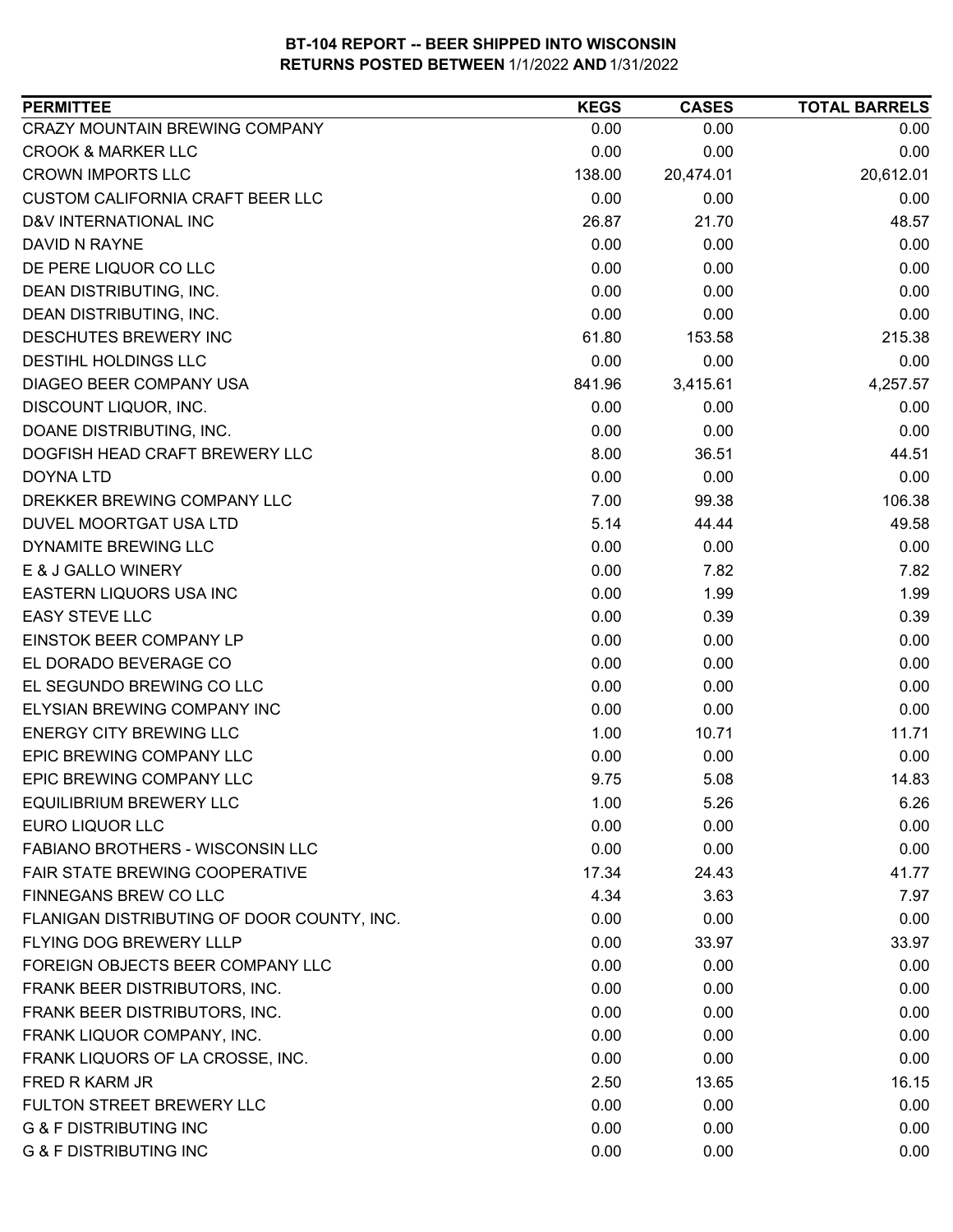**BT-104 REPORT -- BEER SHIPPED INTO WISCONSIN**
**RETURNS POSTED BETWEEN 1/1/2022 AND 1/31/2022**

| PERMITTEE | KEGS | CASES | TOTAL BARRELS |
|---|---|---|---|
| CRAZY MOUNTAIN BREWING COMPANY | 0.00 | 0.00 | 0.00 |
| CROOK & MARKER LLC | 0.00 | 0.00 | 0.00 |
| CROWN IMPORTS LLC | 138.00 | 20,474.01 | 20,612.01 |
| CUSTOM CALIFORNIA CRAFT BEER LLC | 0.00 | 0.00 | 0.00 |
| D&V INTERNATIONAL INC | 26.87 | 21.70 | 48.57 |
| DAVID N RAYNE | 0.00 | 0.00 | 0.00 |
| DE PERE LIQUOR CO LLC | 0.00 | 0.00 | 0.00 |
| DEAN DISTRIBUTING, INC. | 0.00 | 0.00 | 0.00 |
| DEAN DISTRIBUTING, INC. | 0.00 | 0.00 | 0.00 |
| DESCHUTES BREWERY INC | 61.80 | 153.58 | 215.38 |
| DESTIHL HOLDINGS LLC | 0.00 | 0.00 | 0.00 |
| DIAGEO BEER COMPANY USA | 841.96 | 3,415.61 | 4,257.57 |
| DISCOUNT LIQUOR, INC. | 0.00 | 0.00 | 0.00 |
| DOANE DISTRIBUTING, INC. | 0.00 | 0.00 | 0.00 |
| DOGFISH HEAD CRAFT BREWERY LLC | 8.00 | 36.51 | 44.51 |
| DOYNA LTD | 0.00 | 0.00 | 0.00 |
| DREKKER BREWING COMPANY LLC | 7.00 | 99.38 | 106.38 |
| DUVEL MOORTGAT USA LTD | 5.14 | 44.44 | 49.58 |
| DYNAMITE BREWING LLC | 0.00 | 0.00 | 0.00 |
| E & J GALLO WINERY | 0.00 | 7.82 | 7.82 |
| EASTERN LIQUORS USA INC | 0.00 | 1.99 | 1.99 |
| EASY STEVE LLC | 0.00 | 0.39 | 0.39 |
| EINSTOK BEER COMPANY LP | 0.00 | 0.00 | 0.00 |
| EL DORADO BEVERAGE CO | 0.00 | 0.00 | 0.00 |
| EL SEGUNDO BREWING CO LLC | 0.00 | 0.00 | 0.00 |
| ELYSIAN BREWING COMPANY INC | 0.00 | 0.00 | 0.00 |
| ENERGY CITY BREWING LLC | 1.00 | 10.71 | 11.71 |
| EPIC BREWING COMPANY LLC | 0.00 | 0.00 | 0.00 |
| EPIC BREWING COMPANY LLC | 9.75 | 5.08 | 14.83 |
| EQUILIBRIUM BREWERY LLC | 1.00 | 5.26 | 6.26 |
| EURO LIQUOR LLC | 0.00 | 0.00 | 0.00 |
| FABIANO BROTHERS - WISCONSIN LLC | 0.00 | 0.00 | 0.00 |
| FAIR STATE BREWING COOPERATIVE | 17.34 | 24.43 | 41.77 |
| FINNEGANS BREW CO LLC | 4.34 | 3.63 | 7.97 |
| FLANIGAN DISTRIBUTING OF DOOR COUNTY, INC. | 0.00 | 0.00 | 0.00 |
| FLYING DOG BREWERY LLLP | 0.00 | 33.97 | 33.97 |
| FOREIGN OBJECTS BEER COMPANY LLC | 0.00 | 0.00 | 0.00 |
| FRANK BEER DISTRIBUTORS, INC. | 0.00 | 0.00 | 0.00 |
| FRANK BEER DISTRIBUTORS, INC. | 0.00 | 0.00 | 0.00 |
| FRANK LIQUOR COMPANY, INC. | 0.00 | 0.00 | 0.00 |
| FRANK LIQUORS OF LA CROSSE, INC. | 0.00 | 0.00 | 0.00 |
| FRED R KARM JR | 2.50 | 13.65 | 16.15 |
| FULTON STREET BREWERY LLC | 0.00 | 0.00 | 0.00 |
| G & F DISTRIBUTING INC | 0.00 | 0.00 | 0.00 |
| G & F DISTRIBUTING INC | 0.00 | 0.00 | 0.00 |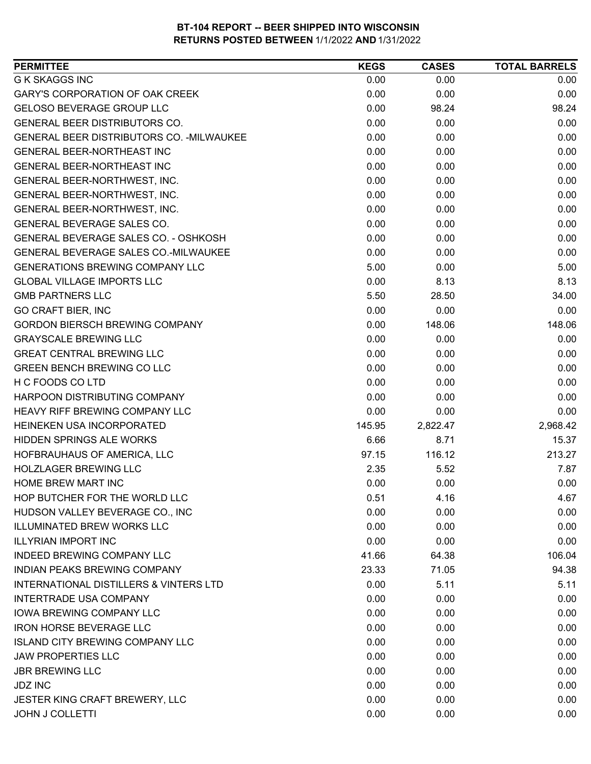**BT-104 REPORT -- BEER SHIPPED INTO WISCONSIN**
**RETURNS POSTED BETWEEN** 1/1/2022 **AND** 1/31/2022

| PERMITTEE | KEGS | CASES | TOTAL BARRELS |
|---|---|---|---|
| G K SKAGGS INC | 0.00 | 0.00 | 0.00 |
| GARY'S CORPORATION OF OAK CREEK | 0.00 | 0.00 | 0.00 |
| GELOSO BEVERAGE GROUP LLC | 0.00 | 98.24 | 98.24 |
| GENERAL BEER DISTRIBUTORS CO. | 0.00 | 0.00 | 0.00 |
| GENERAL BEER DISTRIBUTORS CO. -MILWAUKEE | 0.00 | 0.00 | 0.00 |
| GENERAL BEER-NORTHEAST INC | 0.00 | 0.00 | 0.00 |
| GENERAL BEER-NORTHEAST INC | 0.00 | 0.00 | 0.00 |
| GENERAL BEER-NORTHWEST, INC. | 0.00 | 0.00 | 0.00 |
| GENERAL BEER-NORTHWEST, INC. | 0.00 | 0.00 | 0.00 |
| GENERAL BEER-NORTHWEST, INC. | 0.00 | 0.00 | 0.00 |
| GENERAL BEVERAGE SALES CO. | 0.00 | 0.00 | 0.00 |
| GENERAL BEVERAGE SALES CO. - OSHKOSH | 0.00 | 0.00 | 0.00 |
| GENERAL BEVERAGE SALES CO.-MILWAUKEE | 0.00 | 0.00 | 0.00 |
| GENERATIONS BREWING COMPANY LLC | 5.00 | 0.00 | 5.00 |
| GLOBAL VILLAGE IMPORTS LLC | 0.00 | 8.13 | 8.13 |
| GMB PARTNERS LLC | 5.50 | 28.50 | 34.00 |
| GO CRAFT BIER, INC | 0.00 | 0.00 | 0.00 |
| GORDON BIERSCH BREWING COMPANY | 0.00 | 148.06 | 148.06 |
| GRAYSCALE BREWING LLC | 0.00 | 0.00 | 0.00 |
| GREAT CENTRAL BREWING LLC | 0.00 | 0.00 | 0.00 |
| GREEN BENCH BREWING CO LLC | 0.00 | 0.00 | 0.00 |
| H C FOODS CO LTD | 0.00 | 0.00 | 0.00 |
| HARPOON DISTRIBUTING COMPANY | 0.00 | 0.00 | 0.00 |
| HEAVY RIFF BREWING COMPANY LLC | 0.00 | 0.00 | 0.00 |
| HEINEKEN USA INCORPORATED | 145.95 | 2,822.47 | 2,968.42 |
| HIDDEN SPRINGS ALE WORKS | 6.66 | 8.71 | 15.37 |
| HOFBRAUHAUS OF AMERICA, LLC | 97.15 | 116.12 | 213.27 |
| HOLZLAGER BREWING LLC | 2.35 | 5.52 | 7.87 |
| HOME BREW MART INC | 0.00 | 0.00 | 0.00 |
| HOP BUTCHER FOR THE WORLD LLC | 0.51 | 4.16 | 4.67 |
| HUDSON VALLEY BEVERAGE CO., INC | 0.00 | 0.00 | 0.00 |
| ILLUMINATED BREW WORKS LLC | 0.00 | 0.00 | 0.00 |
| ILLYRIAN IMPORT INC | 0.00 | 0.00 | 0.00 |
| INDEED BREWING COMPANY LLC | 41.66 | 64.38 | 106.04 |
| INDIAN PEAKS BREWING COMPANY | 23.33 | 71.05 | 94.38 |
| INTERNATIONAL DISTILLERS & VINTERS LTD | 0.00 | 5.11 | 5.11 |
| INTERTRADE USA COMPANY | 0.00 | 0.00 | 0.00 |
| IOWA BREWING COMPANY LLC | 0.00 | 0.00 | 0.00 |
| IRON HORSE BEVERAGE LLC | 0.00 | 0.00 | 0.00 |
| ISLAND CITY BREWING COMPANY LLC | 0.00 | 0.00 | 0.00 |
| JAW PROPERTIES LLC | 0.00 | 0.00 | 0.00 |
| JBR BREWING LLC | 0.00 | 0.00 | 0.00 |
| JDZ INC | 0.00 | 0.00 | 0.00 |
| JESTER KING CRAFT BREWERY, LLC | 0.00 | 0.00 | 0.00 |
| JOHN J COLLETTI | 0.00 | 0.00 | 0.00 |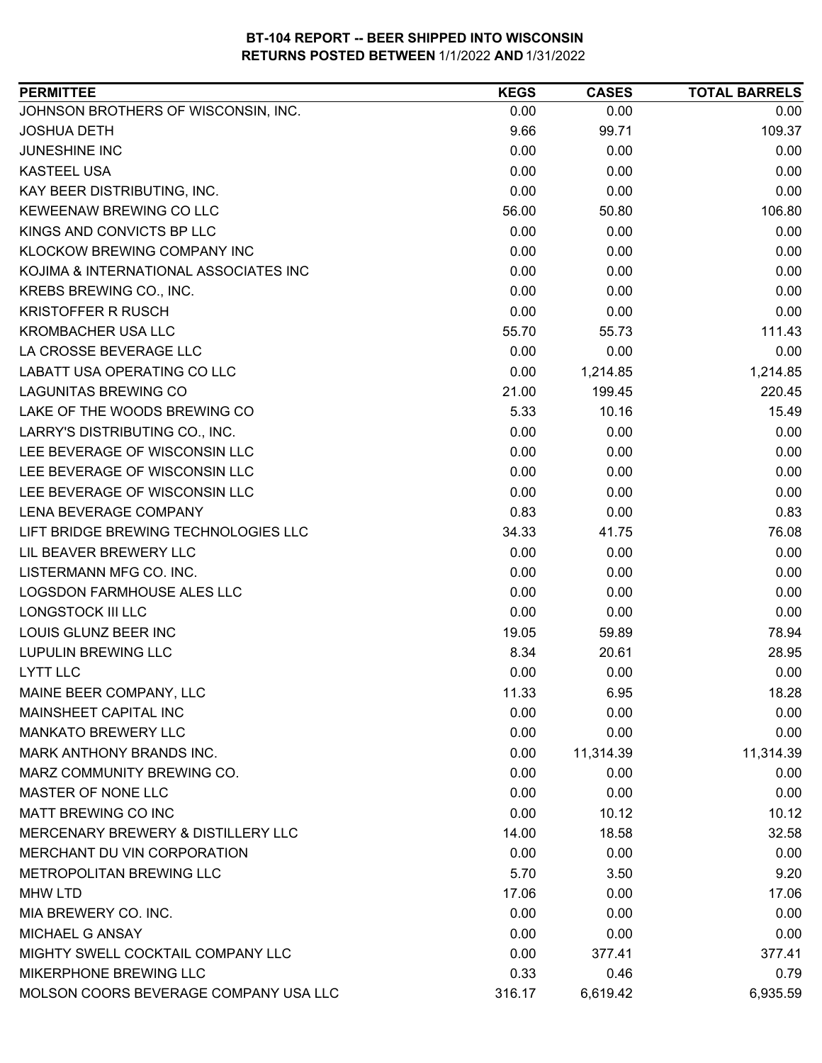# BT-104 REPORT -- BEER SHIPPED INTO WISCONSIN
## RETURNS POSTED BETWEEN 1/1/2022 AND 1/31/2022

| PERMITTEE | KEGS | CASES | TOTAL BARRELS |
|---|---|---|---|
| JOHNSON BROTHERS OF WISCONSIN, INC. | 0.00 | 0.00 | 0.00 |
| JOSHUA DETH | 9.66 | 99.71 | 109.37 |
| JUNESHINE INC | 0.00 | 0.00 | 0.00 |
| KASTEEL USA | 0.00 | 0.00 | 0.00 |
| KAY BEER DISTRIBUTING, INC. | 0.00 | 0.00 | 0.00 |
| KEWEENAW BREWING CO LLC | 56.00 | 50.80 | 106.80 |
| KINGS AND CONVICTS BP LLC | 0.00 | 0.00 | 0.00 |
| KLOCKOW BREWING COMPANY INC | 0.00 | 0.00 | 0.00 |
| KOJIMA & INTERNATIONAL ASSOCIATES INC | 0.00 | 0.00 | 0.00 |
| KREBS BREWING CO., INC. | 0.00 | 0.00 | 0.00 |
| KRISTOFFER R RUSCH | 0.00 | 0.00 | 0.00 |
| KROMBACHER USA LLC | 55.70 | 55.73 | 111.43 |
| LA CROSSE BEVERAGE LLC | 0.00 | 0.00 | 0.00 |
| LABATT USA OPERATING CO LLC | 0.00 | 1,214.85 | 1,214.85 |
| LAGUNITAS BREWING CO | 21.00 | 199.45 | 220.45 |
| LAKE OF THE WOODS BREWING CO | 5.33 | 10.16 | 15.49 |
| LARRY'S DISTRIBUTING CO., INC. | 0.00 | 0.00 | 0.00 |
| LEE BEVERAGE OF WISCONSIN LLC | 0.00 | 0.00 | 0.00 |
| LEE BEVERAGE OF WISCONSIN LLC | 0.00 | 0.00 | 0.00 |
| LEE BEVERAGE OF WISCONSIN LLC | 0.00 | 0.00 | 0.00 |
| LENA BEVERAGE COMPANY | 0.83 | 0.00 | 0.83 |
| LIFT BRIDGE BREWING TECHNOLOGIES LLC | 34.33 | 41.75 | 76.08 |
| LIL BEAVER BREWERY LLC | 0.00 | 0.00 | 0.00 |
| LISTERMANN MFG CO. INC. | 0.00 | 0.00 | 0.00 |
| LOGSDON FARMHOUSE ALES LLC | 0.00 | 0.00 | 0.00 |
| LONGSTOCK III LLC | 0.00 | 0.00 | 0.00 |
| LOUIS GLUNZ BEER INC | 19.05 | 59.89 | 78.94 |
| LUPULIN BREWING LLC | 8.34 | 20.61 | 28.95 |
| LYTT LLC | 0.00 | 0.00 | 0.00 |
| MAINE BEER COMPANY, LLC | 11.33 | 6.95 | 18.28 |
| MAINSHEET CAPITAL INC | 0.00 | 0.00 | 0.00 |
| MANKATO BREWERY LLC | 0.00 | 0.00 | 0.00 |
| MARK ANTHONY BRANDS INC. | 0.00 | 11,314.39 | 11,314.39 |
| MARZ COMMUNITY BREWING CO. | 0.00 | 0.00 | 0.00 |
| MASTER OF NONE LLC | 0.00 | 0.00 | 0.00 |
| MATT BREWING CO INC | 0.00 | 10.12 | 10.12 |
| MERCENARY BREWERY & DISTILLERY LLC | 14.00 | 18.58 | 32.58 |
| MERCHANT DU VIN CORPORATION | 0.00 | 0.00 | 0.00 |
| METROPOLITAN BREWING LLC | 5.70 | 3.50 | 9.20 |
| MHW LTD | 17.06 | 0.00 | 17.06 |
| MIA BREWERY CO. INC. | 0.00 | 0.00 | 0.00 |
| MICHAEL G ANSAY | 0.00 | 0.00 | 0.00 |
| MIGHTY SWELL COCKTAIL COMPANY LLC | 0.00 | 377.41 | 377.41 |
| MIKERPHONE BREWING LLC | 0.33 | 0.46 | 0.79 |
| MOLSON COORS BEVERAGE COMPANY USA LLC | 316.17 | 6,619.42 | 6,935.59 |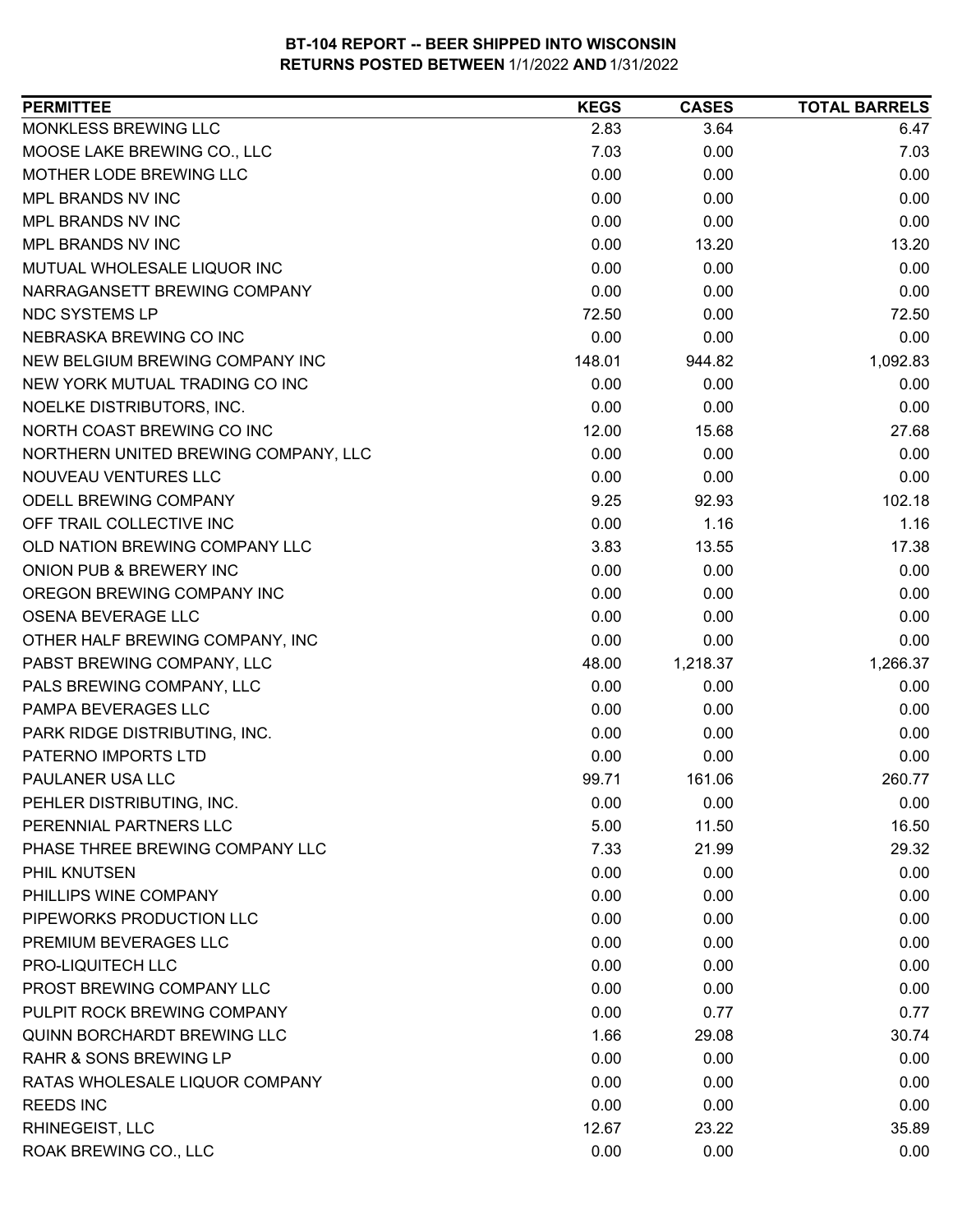# BT-104 REPORT -- BEER SHIPPED INTO WISCONSIN
## RETURNS POSTED BETWEEN 1/1/2022 AND 1/31/2022

| PERMITTEE | KEGS | CASES | TOTAL BARRELS |
|---|---|---|---|
| MONKLESS BREWING LLC | 2.83 | 3.64 | 6.47 |
| MOOSE LAKE BREWING CO., LLC | 7.03 | 0.00 | 7.03 |
| MOTHER LODE BREWING LLC | 0.00 | 0.00 | 0.00 |
| MPL BRANDS NV INC | 0.00 | 0.00 | 0.00 |
| MPL BRANDS NV INC | 0.00 | 0.00 | 0.00 |
| MPL BRANDS NV INC | 0.00 | 13.20 | 13.20 |
| MUTUAL WHOLESALE LIQUOR INC | 0.00 | 0.00 | 0.00 |
| NARRAGANSETT BREWING COMPANY | 0.00 | 0.00 | 0.00 |
| NDC SYSTEMS LP | 72.50 | 0.00 | 72.50 |
| NEBRASKA BREWING CO INC | 0.00 | 0.00 | 0.00 |
| NEW BELGIUM BREWING COMPANY INC | 148.01 | 944.82 | 1,092.83 |
| NEW YORK MUTUAL TRADING CO INC | 0.00 | 0.00 | 0.00 |
| NOELKE DISTRIBUTORS, INC. | 0.00 | 0.00 | 0.00 |
| NORTH COAST BREWING CO INC | 12.00 | 15.68 | 27.68 |
| NORTHERN UNITED BREWING COMPANY, LLC | 0.00 | 0.00 | 0.00 |
| NOUVEAU VENTURES LLC | 0.00 | 0.00 | 0.00 |
| ODELL BREWING COMPANY | 9.25 | 92.93 | 102.18 |
| OFF TRAIL COLLECTIVE INC | 0.00 | 1.16 | 1.16 |
| OLD NATION BREWING COMPANY LLC | 3.83 | 13.55 | 17.38 |
| ONION PUB & BREWERY INC | 0.00 | 0.00 | 0.00 |
| OREGON BREWING COMPANY INC | 0.00 | 0.00 | 0.00 |
| OSENA BEVERAGE LLC | 0.00 | 0.00 | 0.00 |
| OTHER HALF BREWING COMPANY, INC | 0.00 | 0.00 | 0.00 |
| PABST BREWING COMPANY, LLC | 48.00 | 1,218.37 | 1,266.37 |
| PALS BREWING COMPANY, LLC | 0.00 | 0.00 | 0.00 |
| PAMPA BEVERAGES LLC | 0.00 | 0.00 | 0.00 |
| PARK RIDGE DISTRIBUTING, INC. | 0.00 | 0.00 | 0.00 |
| PATERNO IMPORTS LTD | 0.00 | 0.00 | 0.00 |
| PAULANER USA LLC | 99.71 | 161.06 | 260.77 |
| PEHLER DISTRIBUTING, INC. | 0.00 | 0.00 | 0.00 |
| PERENNIAL PARTNERS LLC | 5.00 | 11.50 | 16.50 |
| PHASE THREE BREWING COMPANY LLC | 7.33 | 21.99 | 29.32 |
| PHIL KNUTSEN | 0.00 | 0.00 | 0.00 |
| PHILLIPS WINE COMPANY | 0.00 | 0.00 | 0.00 |
| PIPEWORKS PRODUCTION LLC | 0.00 | 0.00 | 0.00 |
| PREMIUM BEVERAGES LLC | 0.00 | 0.00 | 0.00 |
| PRO-LIQUITECH LLC | 0.00 | 0.00 | 0.00 |
| PROST BREWING COMPANY LLC | 0.00 | 0.00 | 0.00 |
| PULPIT ROCK BREWING COMPANY | 0.00 | 0.77 | 0.77 |
| QUINN BORCHARDT BREWING LLC | 1.66 | 29.08 | 30.74 |
| RAHR & SONS BREWING LP | 0.00 | 0.00 | 0.00 |
| RATAS WHOLESALE LIQUOR COMPANY | 0.00 | 0.00 | 0.00 |
| REEDS INC | 0.00 | 0.00 | 0.00 |
| RHINEGEIST, LLC | 12.67 | 23.22 | 35.89 |
| ROAK BREWING CO., LLC | 0.00 | 0.00 | 0.00 |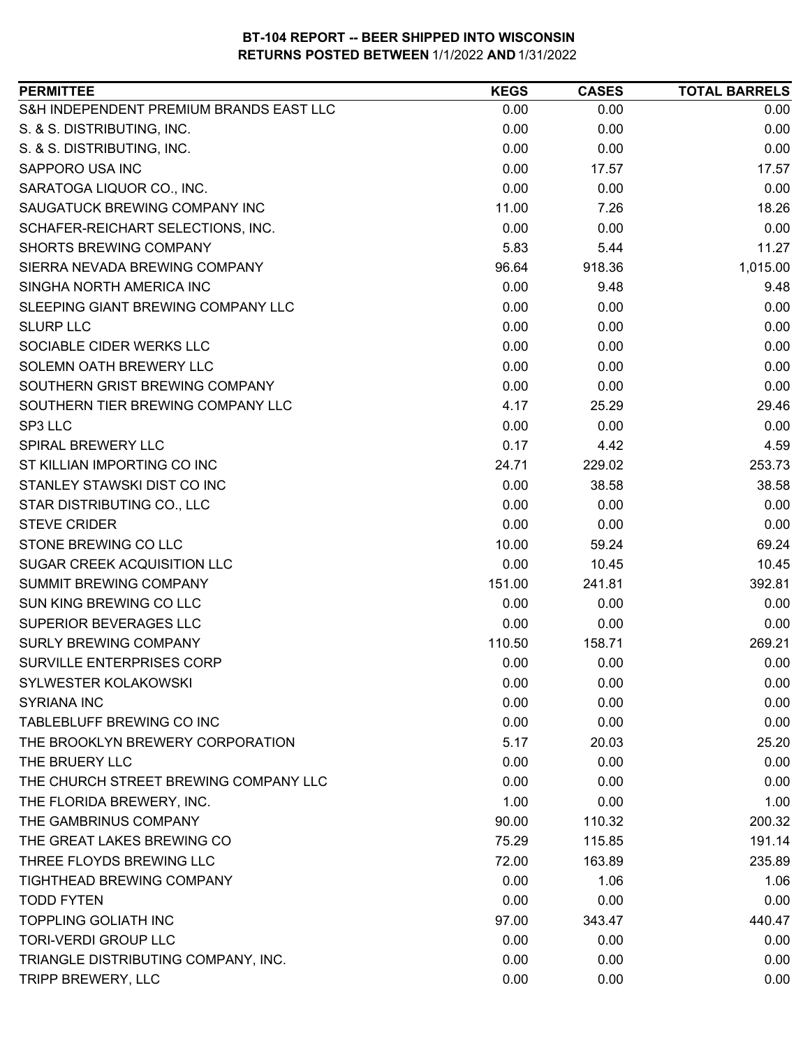**BT-104 REPORT -- BEER SHIPPED INTO WISCONSIN**
**RETURNS POSTED BETWEEN 1/1/2022 AND 1/31/2022**

| PERMITTEE | KEGS | CASES | TOTAL BARRELS |
|---|---|---|---|
| S&H INDEPENDENT PREMIUM BRANDS EAST LLC | 0.00 | 0.00 | 0.00 |
| S. & S. DISTRIBUTING, INC. | 0.00 | 0.00 | 0.00 |
| S. & S. DISTRIBUTING, INC. | 0.00 | 0.00 | 0.00 |
| SAPPORO USA INC | 0.00 | 17.57 | 17.57 |
| SARATOGA LIQUOR CO., INC. | 0.00 | 0.00 | 0.00 |
| SAUGATUCK BREWING COMPANY INC | 11.00 | 7.26 | 18.26 |
| SCHAFER-REICHART SELECTIONS, INC. | 0.00 | 0.00 | 0.00 |
| SHORTS BREWING COMPANY | 5.83 | 5.44 | 11.27 |
| SIERRA NEVADA BREWING COMPANY | 96.64 | 918.36 | 1,015.00 |
| SINGHA NORTH AMERICA INC | 0.00 | 9.48 | 9.48 |
| SLEEPING GIANT BREWING COMPANY LLC | 0.00 | 0.00 | 0.00 |
| SLURP LLC | 0.00 | 0.00 | 0.00 |
| SOCIABLE CIDER WERKS LLC | 0.00 | 0.00 | 0.00 |
| SOLEMN OATH BREWERY LLC | 0.00 | 0.00 | 0.00 |
| SOUTHERN GRIST BREWING COMPANY | 0.00 | 0.00 | 0.00 |
| SOUTHERN TIER BREWING COMPANY LLC | 4.17 | 25.29 | 29.46 |
| SP3 LLC | 0.00 | 0.00 | 0.00 |
| SPIRAL BREWERY LLC | 0.17 | 4.42 | 4.59 |
| ST KILLIAN IMPORTING CO INC | 24.71 | 229.02 | 253.73 |
| STANLEY STAWSKI DIST CO INC | 0.00 | 38.58 | 38.58 |
| STAR DISTRIBUTING CO., LLC | 0.00 | 0.00 | 0.00 |
| STEVE CRIDER | 0.00 | 0.00 | 0.00 |
| STONE BREWING CO LLC | 10.00 | 59.24 | 69.24 |
| SUGAR CREEK ACQUISITION LLC | 0.00 | 10.45 | 10.45 |
| SUMMIT BREWING COMPANY | 151.00 | 241.81 | 392.81 |
| SUN KING BREWING CO LLC | 0.00 | 0.00 | 0.00 |
| SUPERIOR BEVERAGES LLC | 0.00 | 0.00 | 0.00 |
| SURLY BREWING COMPANY | 110.50 | 158.71 | 269.21 |
| SURVILLE ENTERPRISES CORP | 0.00 | 0.00 | 0.00 |
| SYLWESTER KOLAKOWSKI | 0.00 | 0.00 | 0.00 |
| SYRIANA INC | 0.00 | 0.00 | 0.00 |
| TABLEBLUFF BREWING CO INC | 0.00 | 0.00 | 0.00 |
| THE BROOKLYN BREWERY CORPORATION | 5.17 | 20.03 | 25.20 |
| THE BRUERY LLC | 0.00 | 0.00 | 0.00 |
| THE CHURCH STREET BREWING COMPANY LLC | 0.00 | 0.00 | 0.00 |
| THE FLORIDA BREWERY, INC. | 1.00 | 0.00 | 1.00 |
| THE GAMBRINUS COMPANY | 90.00 | 110.32 | 200.32 |
| THE GREAT LAKES BREWING CO | 75.29 | 115.85 | 191.14 |
| THREE FLOYDS BREWING LLC | 72.00 | 163.89 | 235.89 |
| TIGHTHEAD BREWING COMPANY | 0.00 | 1.06 | 1.06 |
| TODD FYTEN | 0.00 | 0.00 | 0.00 |
| TOPPLING GOLIATH INC | 97.00 | 343.47 | 440.47 |
| TORI-VERDI GROUP LLC | 0.00 | 0.00 | 0.00 |
| TRIANGLE DISTRIBUTING COMPANY, INC. | 0.00 | 0.00 | 0.00 |
| TRIPP BREWERY, LLC | 0.00 | 0.00 | 0.00 |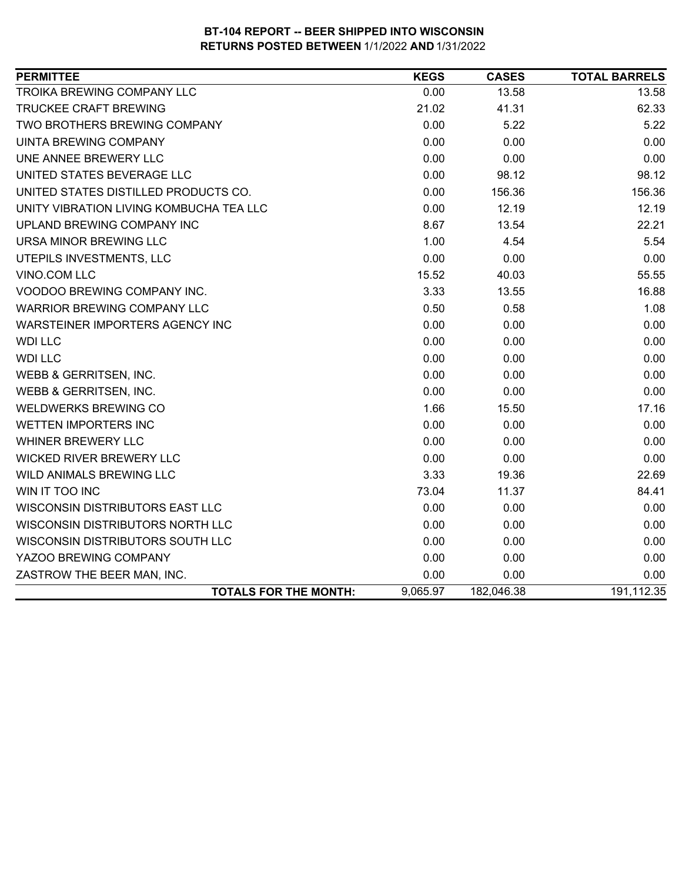**BT-104 REPORT -- BEER SHIPPED INTO WISCONSIN**
**RETURNS POSTED BETWEEN 1/1/2022 AND 1/31/2022**

| PERMITTEE | KEGS | CASES | TOTAL BARRELS |
|---|---|---|---|
| TROIKA BREWING COMPANY LLC | 0.00 | 13.58 | 13.58 |
| TRUCKEE CRAFT BREWING | 21.02 | 41.31 | 62.33 |
| TWO BROTHERS BREWING COMPANY | 0.00 | 5.22 | 5.22 |
| UINTA BREWING COMPANY | 0.00 | 0.00 | 0.00 |
| UNE ANNEE BREWERY LLC | 0.00 | 0.00 | 0.00 |
| UNITED STATES BEVERAGE LLC | 0.00 | 98.12 | 98.12 |
| UNITED STATES DISTILLED PRODUCTS CO. | 0.00 | 156.36 | 156.36 |
| UNITY VIBRATION LIVING KOMBUCHA TEA LLC | 0.00 | 12.19 | 12.19 |
| UPLAND BREWING COMPANY INC | 8.67 | 13.54 | 22.21 |
| URSA MINOR BREWING LLC | 1.00 | 4.54 | 5.54 |
| UTEPILS INVESTMENTS, LLC | 0.00 | 0.00 | 0.00 |
| VINO.COM LLC | 15.52 | 40.03 | 55.55 |
| VOODOO BREWING COMPANY INC. | 3.33 | 13.55 | 16.88 |
| WARRIOR BREWING COMPANY LLC | 0.50 | 0.58 | 1.08 |
| WARSTEINER IMPORTERS AGENCY INC | 0.00 | 0.00 | 0.00 |
| WDI LLC | 0.00 | 0.00 | 0.00 |
| WDI LLC | 0.00 | 0.00 | 0.00 |
| WEBB & GERRITSEN, INC. | 0.00 | 0.00 | 0.00 |
| WEBB & GERRITSEN, INC. | 0.00 | 0.00 | 0.00 |
| WELDWERKS BREWING CO | 1.66 | 15.50 | 17.16 |
| WETTEN IMPORTERS INC | 0.00 | 0.00 | 0.00 |
| WHINER BREWERY LLC | 0.00 | 0.00 | 0.00 |
| WICKED RIVER BREWERY LLC | 0.00 | 0.00 | 0.00 |
| WILD ANIMALS BREWING LLC | 3.33 | 19.36 | 22.69 |
| WIN IT TOO INC | 73.04 | 11.37 | 84.41 |
| WISCONSIN DISTRIBUTORS EAST LLC | 0.00 | 0.00 | 0.00 |
| WISCONSIN DISTRIBUTORS NORTH LLC | 0.00 | 0.00 | 0.00 |
| WISCONSIN DISTRIBUTORS SOUTH LLC | 0.00 | 0.00 | 0.00 |
| YAZOO BREWING COMPANY | 0.00 | 0.00 | 0.00 |
| ZASTROW THE BEER MAN, INC. | 0.00 | 0.00 | 0.00 |
| **TOTALS FOR THE MONTH:** | 9,065.97 | 182,046.38 | 191,112.35 |